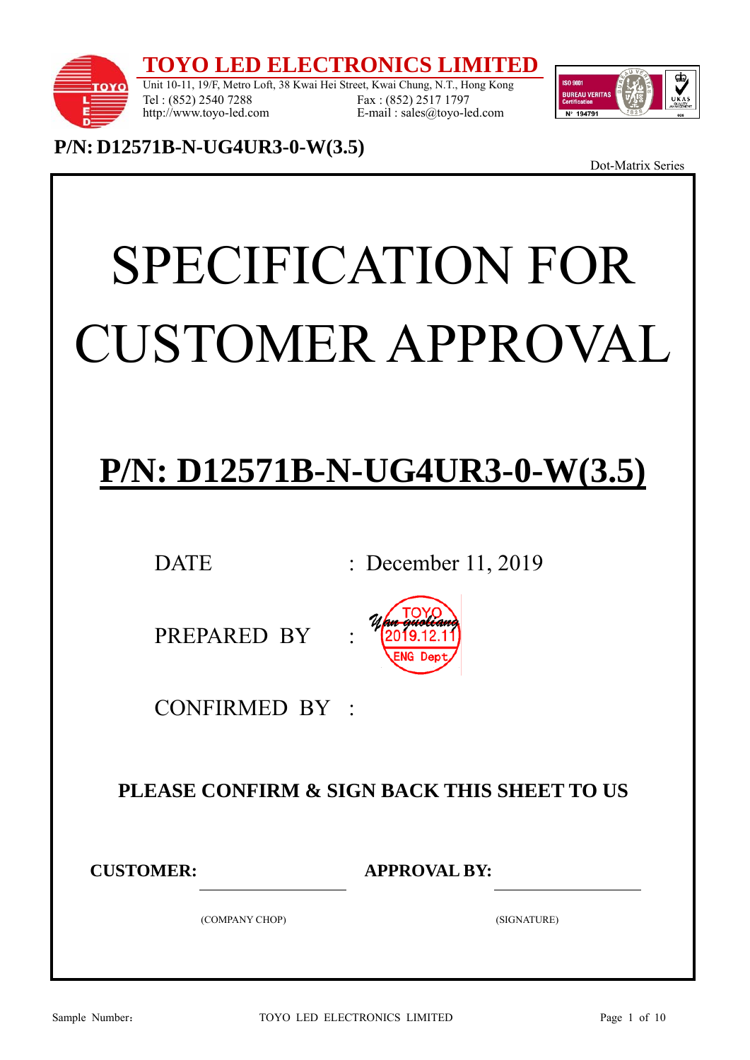# TOYO LED ELECTRONICS LIMITED

Unit 10-11, 19/F, Metro Loft, 38 Kwai Hei Street, Kwai Chung, N.T., Hong Kong
Tel : (852) 2540 7288 Fax : (852) 2517 1797
http://www.toyo-led.com E-mail : sales@toyo-led.com

**P/N: D12571B-N-UG4UR3-0-W(3.5)**

Dot-Matrix Series

# SPECIFICATION FOR CUSTOMER APPROVAL

## P/N: D12571B-N-UG4UR3-0-W(3.5)

DATE : December 11, 2019

PREPARED BY : Yan guoliang (TOYO 2019.12.11 ENG Dept)

CONFIRMED BY :

**PLEASE CONFIRM & SIGN BACK THIS SHEET TO US**

**CUSTOMER:** ____________________ **APPROVAL BY:** ____________________

(COMPANY CHOP) (SIGNATURE)

Sample Number: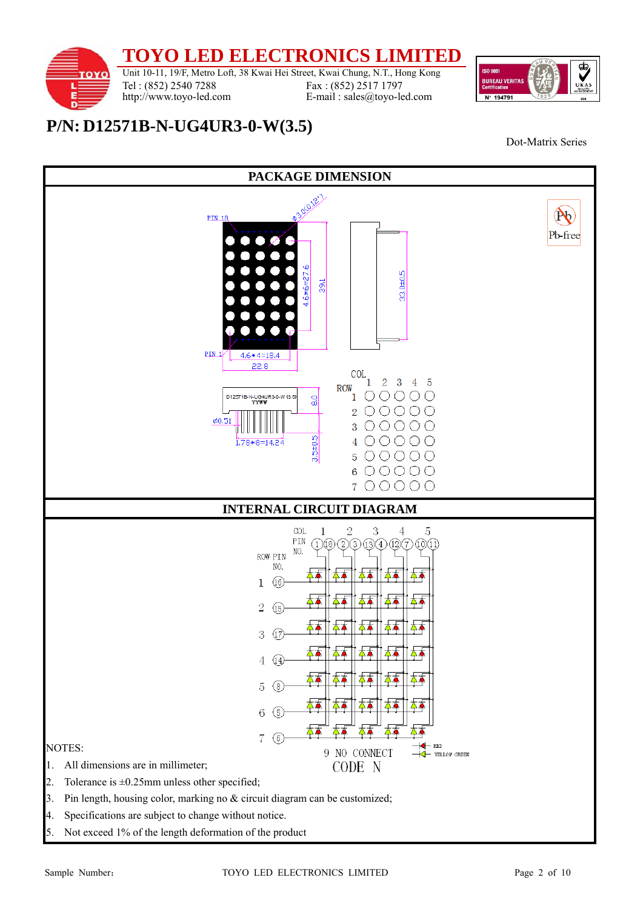# TOYO LED ELECTRONICS LIMITED

Unit 10-11, 19/F, Metro Loft, 38 Kwai Hei Street, Kwai Chung, N.T., Hong Kong
Tel : (852) 2540 7288　　Fax : (852) 2517 1797
http://www.toyo-led.com　　E-mail : sales@toyo-led.com

## P/N: D12571B-N-UG4UR3-0-W(3.5)

Dot-Matrix Series

### PACKAGE DIMENSION

PIN 18　φ3.0(0.12")　4.6*6=27.6　39.1　33.0±0.5　PIN 1　4.6*4=18.4　22.8

D12571B-N-UG4UR3-0-W (3.5) YYWW　8.0　φ0.51　1.78*8=14.24　3.5±0.5

COL 1 2 3 4 5
ROW 1 2 3 4 5 6 7

Pb-free

### INTERNAL CIRCUIT DIAGRAM

| COL | 1 | 2 | 3 | 4 | 5 |
|---|---|---|---|---|---|
| PIN NO. | 1, 18 | 2, 3 | 13, 4 | 12, 7 | 10, 11 |

| ROW | PIN NO. |
|---|---|
| 1 | 16 |
| 2 | 15 |
| 3 | 17 |
| 4 | 14 |
| 5 | 8 |
| 6 | 5 |
| 7 | 6 |

9 NO CONNECT
CODE N

RED
YELLOW GREEN

NOTES:

1. All dimensions are in millimeter;
2. Tolerance is ±0.25mm unless other specified;
3. Pin length, housing color, marking no & circuit diagram can be customized;
4. Specifications are subject to change without notice.
5. Not exceed 1% of the length deformation of the product

Sample Number: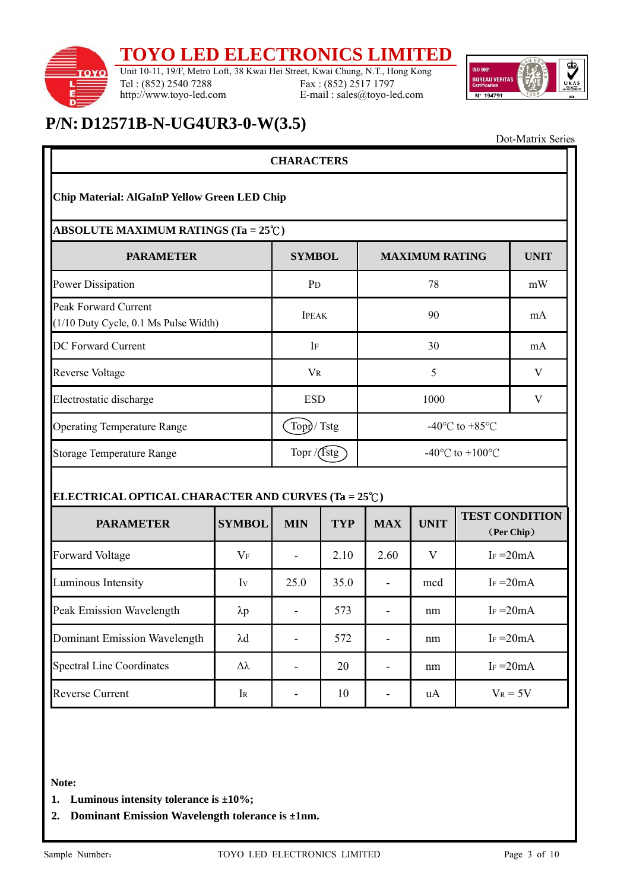# TOYO LED ELECTRONICS LIMITED

Unit 10-11, 19/F, Metro Loft, 38 Kwai Hei Street, Kwai Chung, N.T., Hong Kong
Tel : (852) 2540 7288 Fax : (852) 2517 1797
http://www.toyo-led.com E-mail : sales@toyo-led.com

## P/N: D12571B-N-UG4UR3-0-W(3.5)

Dot-Matrix Series

**CHARACTERS**

**Chip Material: AlGaInP Yellow Green LED Chip**

**ABSOLUTE MAXIMUM RATINGS (Ta = 25℃)**

| PARAMETER | SYMBOL | MAXIMUM RATING | UNIT |
|---|---|---|---|
| Power Dissipation | $P_D$ | 78 | mW |
| Peak Forward Current (1/10 Duty Cycle, 0.1 Ms Pulse Width) | $I_{PEAK}$ | 90 | mA |
| DC Forward Current | $I_F$ | 30 | mA |
| Reverse Voltage | $V_R$ | 5 | V |
| Electrostatic discharge | ESD | 1000 | V |
| Operating Temperature Range | Topr / Tstg (Topr circled) | -40°C to +85°C | |
| Storage Temperature Range | Topr / Tstg (Tstg circled) | -40°C to +100°C | |

**ELECTRICAL OPTICAL CHARACTER AND CURVES (Ta = 25℃)**

| PARAMETER | SYMBOL | MIN | TYP | MAX | UNIT | TEST CONDITION (Per Chip) |
|---|---|---|---|---|---|---|
| Forward Voltage | $V_F$ | - | 2.10 | 2.60 | V | $I_F$ =20mA |
| Luminous Intensity | $I_V$ | 25.0 | 35.0 | - | mcd | $I_F$ =20mA |
| Peak Emission Wavelength | λp | - | 573 | - | nm | $I_F$ =20mA |
| Dominant Emission Wavelength | λd | - | 572 | - | nm | $I_F$ =20mA |
| Spectral Line Coordinates | Δλ | - | 20 | - | nm | $I_F$ =20mA |
| Reverse Current | $I_R$ | - | 10 | - | uA | $V_R$ = 5V |

**Note:**

1. **Luminous intensity tolerance is ±10%;**
2. **Dominant Emission Wavelength tolerance is ±1nm.**

Sample Number：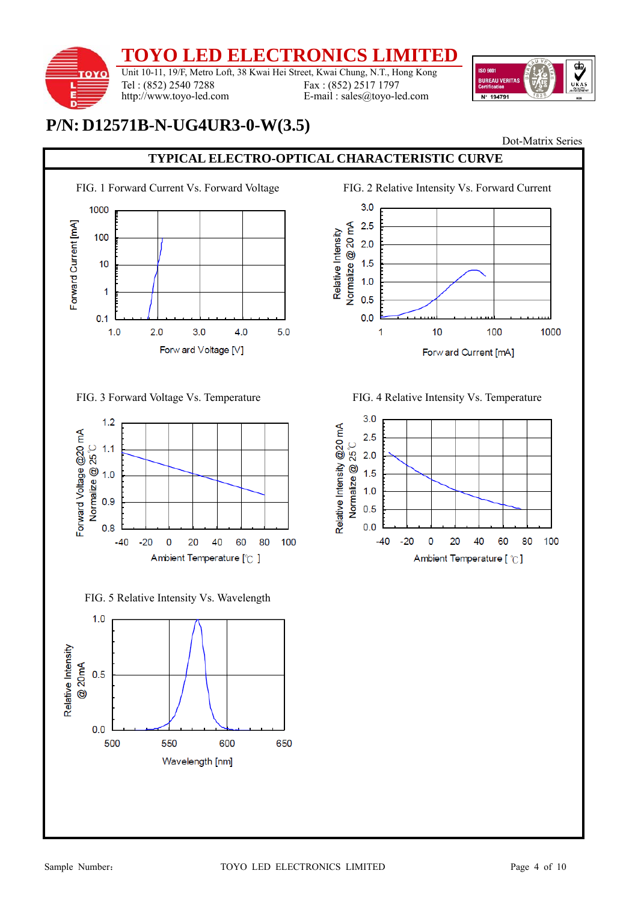# TOYO LED ELECTRONICS LIMITED

Unit 10-11, 19/F, Metro Loft, 38 Kwai Hei Street, Kwai Chung, N.T., Hong Kong
Tel : (852) 2540 7288 Fax : (852) 2517 1797
http://www.toyo-led.com E-mail : sales@toyo-led.com

## P/N: D12571B-N-UG4UR3-0-W(3.5)

Dot-Matrix Series

### TYPICAL ELECTRO-OPTICAL CHARACTERISTIC CURVE

FIG. 1 Forward Current Vs. Forward Voltage

FIG. 2 Relative Intensity Vs. Forward Current

FIG. 3 Forward Voltage Vs. Temperature

FIG. 4 Relative Intensity Vs. Temperature

FIG. 5 Relative Intensity Vs. Wavelength

Sample Number: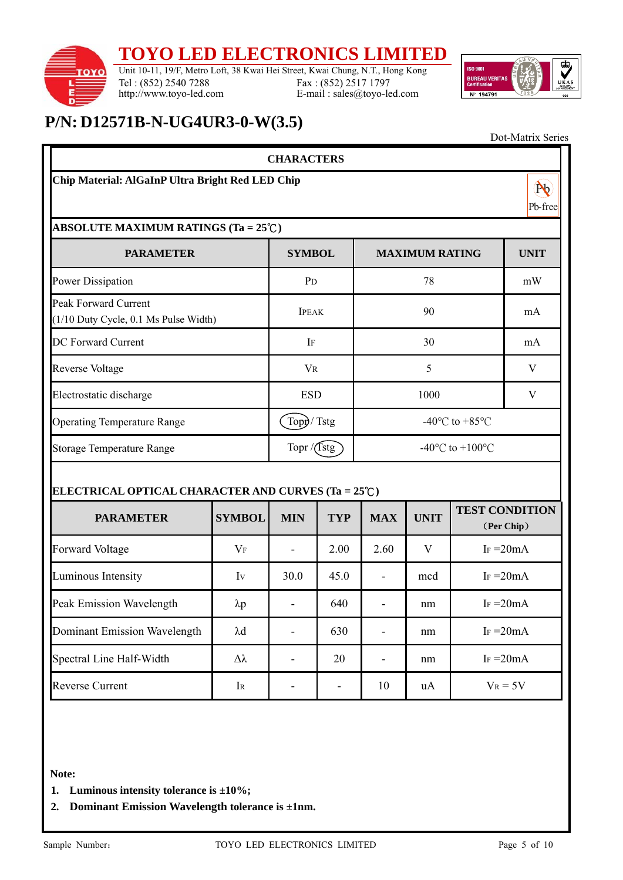# TOYO LED ELECTRONICS LIMITED

Unit 10-11, 19/F, Metro Loft, 38 Kwai Hei Street, Kwai Chung, N.T., Hong Kong
Tel : (852) 2540 7288 Fax : (852) 2517 1797
http://www.toyo-led.com E-mail : sales@toyo-led.com

## P/N: D12571B-N-UG4UR3-0-W(3.5)

Dot-Matrix Series

### CHARACTERS

**Chip Material: AlGaInP Ultra Bright Red LED Chip**

Pb-free

**ABSOLUTE MAXIMUM RATINGS (Ta = 25℃)**

| PARAMETER | SYMBOL | MAXIMUM RATING | UNIT |
|---|---|---|---|
| Power Dissipation | $P_D$ | 78 | mW |
| Peak Forward Current (1/10 Duty Cycle, 0.1 Ms Pulse Width) | $I_{PEAK}$ | 90 | mA |
| DC Forward Current | $I_F$ | 30 | mA |
| Reverse Voltage | $V_R$ | 5 | V |
| Electrostatic discharge | ESD | 1000 | V |
| Operating Temperature Range | Topr / Tstg (Topr circled) | -40°C to +85°C | |
| Storage Temperature Range | Topr / Tstg (Tstg circled) | -40°C to +100°C | |

**ELECTRICAL OPTICAL CHARACTER AND CURVES (Ta = 25℃)**

| PARAMETER | SYMBOL | MIN | TYP | MAX | UNIT | TEST CONDITION (Per Chip) |
|---|---|---|---|---|---|---|
| Forward Voltage | $V_F$ | - | 2.00 | 2.60 | V | $I_F$ =20mA |
| Luminous Intensity | $I_V$ | 30.0 | 45.0 | - | mcd | $I_F$ =20mA |
| Peak Emission Wavelength | λp | - | 640 | - | nm | $I_F$ =20mA |
| Dominant Emission Wavelength | λd | - | 630 | - | nm | $I_F$ =20mA |
| Spectral Line Half-Width | Δλ | - | 20 | - | nm | $I_F$ =20mA |
| Reverse Current | $I_R$ | - | - | 10 | uA | $V_R$ = 5V |

**Note:**

1. **Luminous intensity tolerance is ±10%;**
2. **Dominant Emission Wavelength tolerance is ±1nm.**

Sample Number: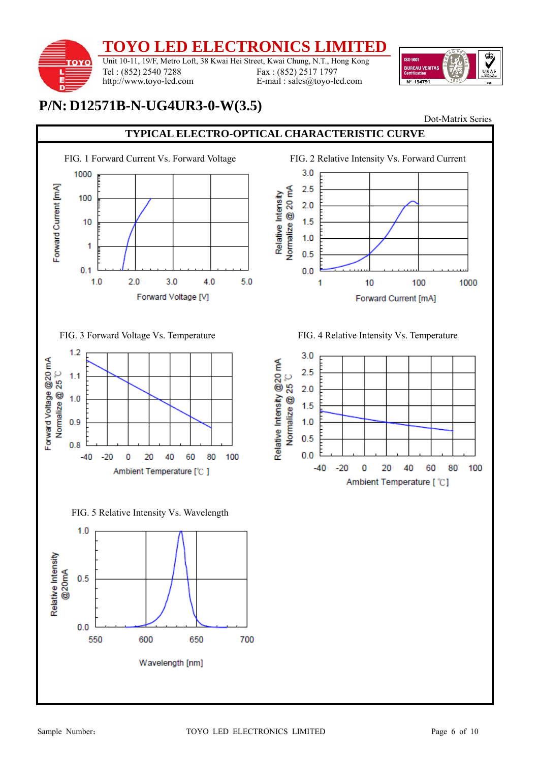# TOYO LED ELECTRONICS LIMITED

Unit 10-11, 19/F, Metro Loft, 38 Kwai Hei Street, Kwai Chung, N.T., Hong Kong
Tel : (852) 2540 7288    Fax : (852) 2517 1797
http://www.toyo-led.com    E-mail : sales@toyo-led.com

## P/N: D12571B-N-UG4UR3-0-W(3.5)

Dot-Matrix Series

### TYPICAL ELECTRO-OPTICAL CHARACTERISTIC CURVE

FIG. 1 Forward Current Vs. Forward Voltage

FIG. 2 Relative Intensity Vs. Forward Current

FIG. 3 Forward Voltage Vs. Temperature

FIG. 4 Relative Intensity Vs. Temperature

FIG. 5 Relative Intensity Vs. Wavelength

Sample Number: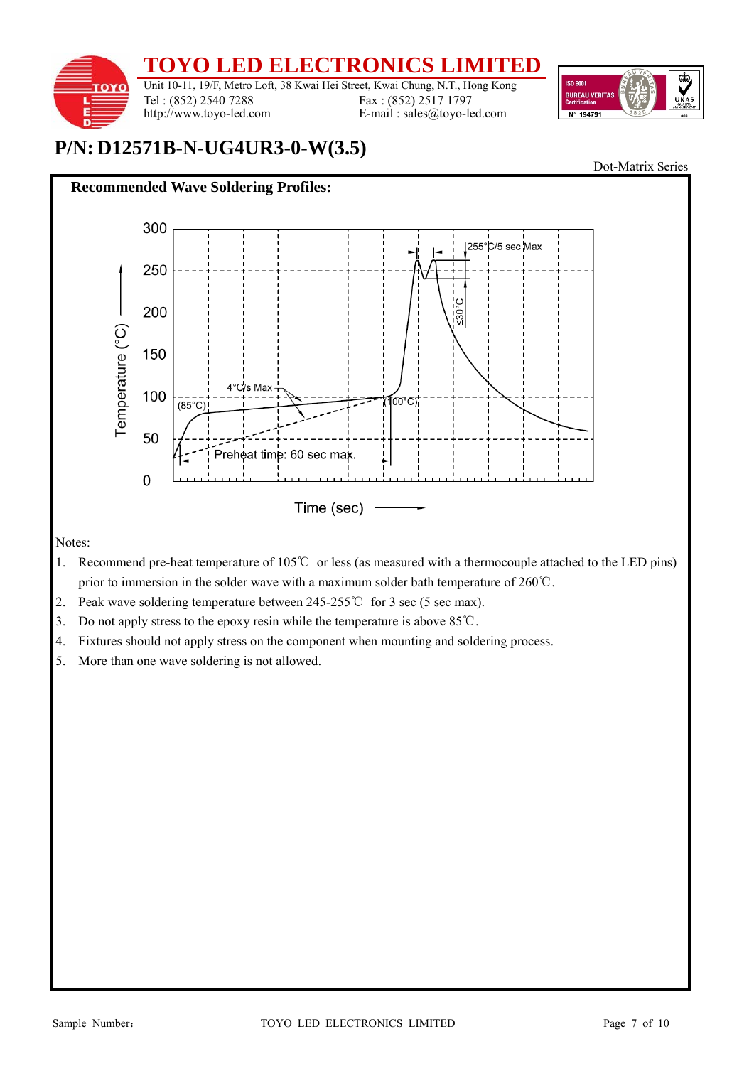**P/N: D12571B-N-UG4UR3-0-W(3.5)**

Dot-Matrix Series

## Recommended Wave Soldering Profiles:

Notes:

1. Recommend pre-heat temperature of 105℃ or less (as measured with a thermocouple attached to the LED pins) prior to immersion in the solder wave with a maximum solder bath temperature of 260℃.
2. Peak wave soldering temperature between 245-255℃ for 3 sec (5 sec max).
3. Do not apply stress to the epoxy resin while the temperature is above 85℃.
4. Fixtures should not apply stress on the component when mounting and soldering process.
5. More than one wave soldering is not allowed.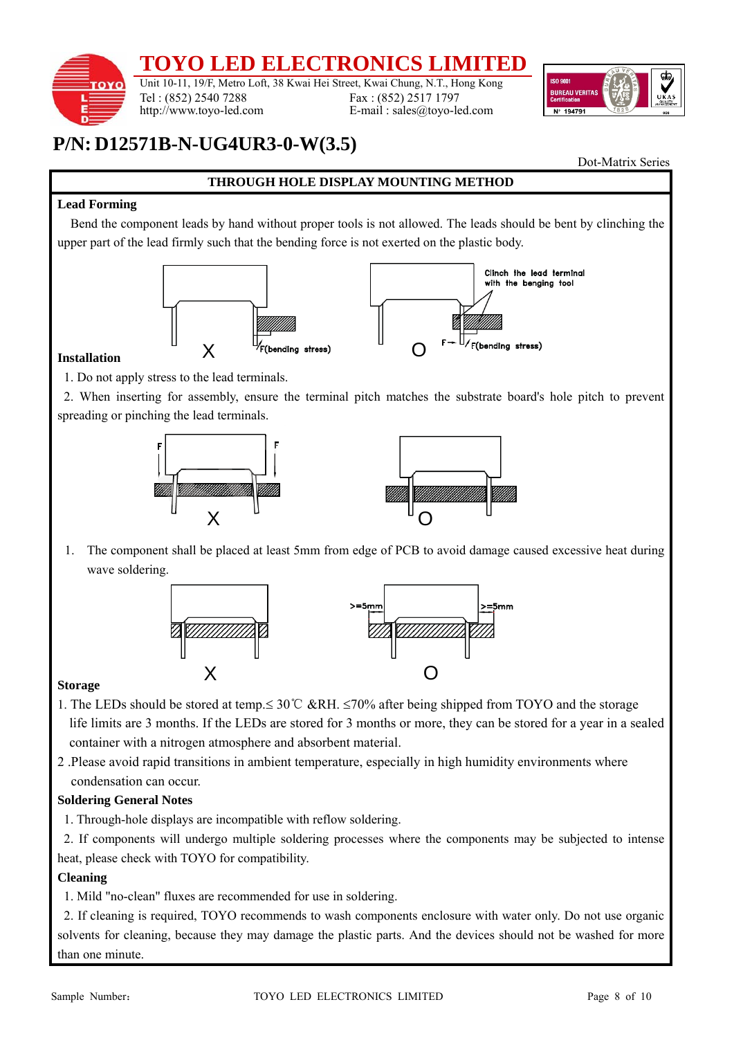## P/N: D12571B-N-UG4UR3-0-W(3.5)

Dot-Matrix Series

### THROUGH HOLE DISPLAY MOUNTING METHOD

**Lead Forming**

Bend the component leads by hand without proper tools is not allowed. The leads should be bent by clinching the upper part of the lead firmly such that the bending force is not exerted on the plastic body.

**Installation**

1. Do not apply stress to the lead terminals.
2. When inserting for assembly, ensure the terminal pitch matches the substrate board's hole pitch to prevent spreading or pinching the lead terminals.

1. The component shall be placed at least 5mm from edge of PCB to avoid damage caused excessive heat during wave soldering.

**Storage**

1. The LEDs should be stored at temp.≤ 30℃ &RH. ≤70% after being shipped from TOYO and the storage life limits are 3 months. If the LEDs are stored for 3 months or more, they can be stored for a year in a sealed container with a nitrogen atmosphere and absorbent material.
2. Please avoid rapid transitions in ambient temperature, especially in high humidity environments where condensation can occur.

**Soldering General Notes**

1. Through-hole displays are incompatible with reflow soldering.
2. If components will undergo multiple soldering processes where the components may be subjected to intense heat, please check with TOYO for compatibility.

**Cleaning**

1. Mild "no-clean" fluxes are recommended for use in soldering.
2. If cleaning is required, TOYO recommends to wash components enclosure with water only. Do not use organic solvents for cleaning, because they may damage the plastic parts. And the devices should not be washed for more than one minute.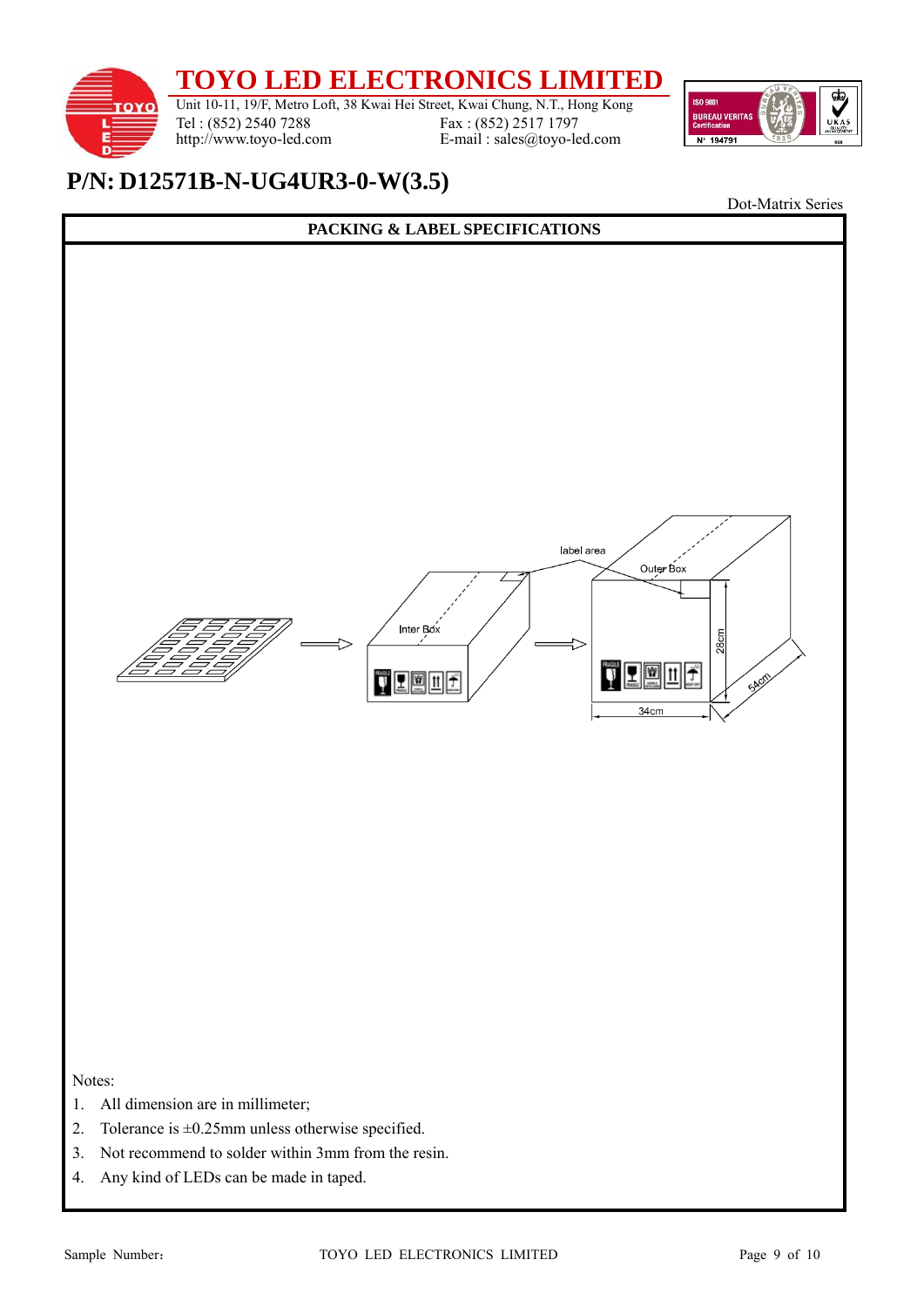# TOYO LED ELECTRONICS LIMITED

Unit 10-11, 19/F, Metro Loft, 38 Kwai Hei Street, Kwai Chung, N.T., Hong Kong
Tel : (852) 2540 7288 Fax : (852) 2517 1797
http://www.toyo-led.com E-mail : sales@toyo-led.com

## P/N: D12571B-N-UG4UR3-0-W(3.5)

Dot-Matrix Series

### PACKING & LABEL SPECIFICATIONS

label area

Inter Box

Outer Box

28cm

34cm

54cm

Notes:

1. All dimension are in millimeter;
2. Tolerance is ±0.25mm unless otherwise specified.
3. Not recommend to solder within 3mm from the resin.
4. Any kind of LEDs can be made in taped.

Sample Number：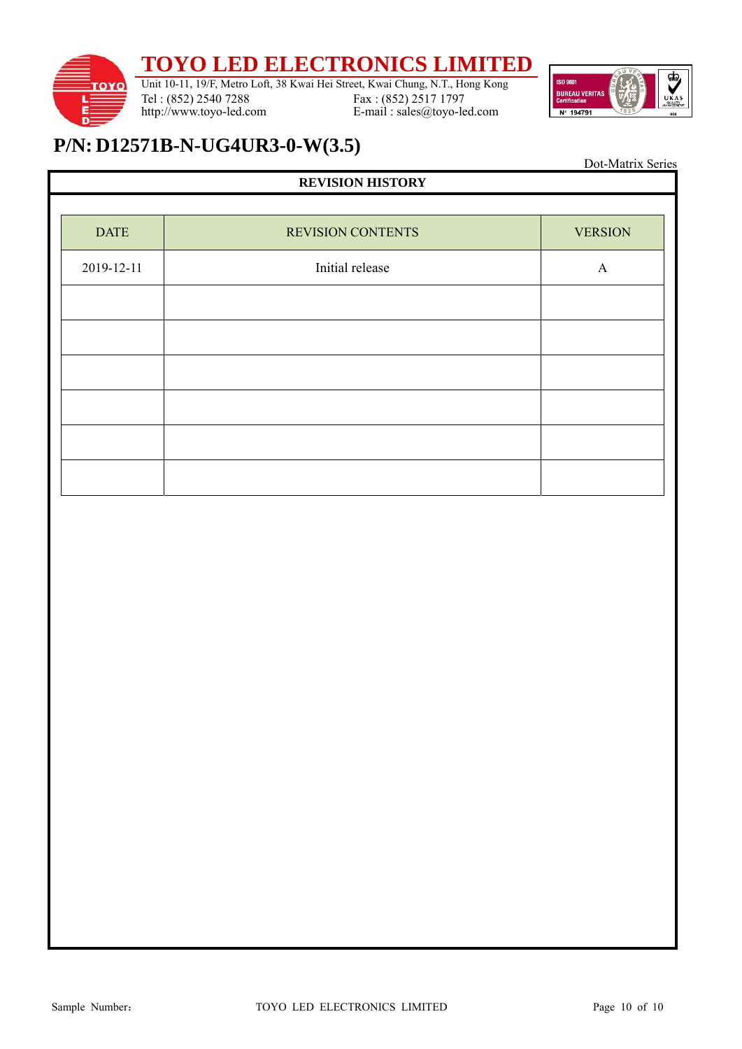# TOYO LED ELECTRONICS LIMITED

Unit 10-11, 19/F, Metro Loft, 38 Kwai Hei Street, Kwai Chung, N.T., Hong Kong
Tel : (852) 2540 7288
Fax : (852) 2517 1797
http://www.toyo-led.com
E-mail : sales@toyo-led.com

## P/N: D12571B-N-UG4UR3-0-W(3.5)

Dot-Matrix Series

### REVISION HISTORY

| DATE | REVISION CONTENTS | VERSION |
|---|---|---|
| 2019-12-11 | Initial release | A |
| | | |
| | | |
| | | |
| | | |
| | | |
| | | |

Sample Number：